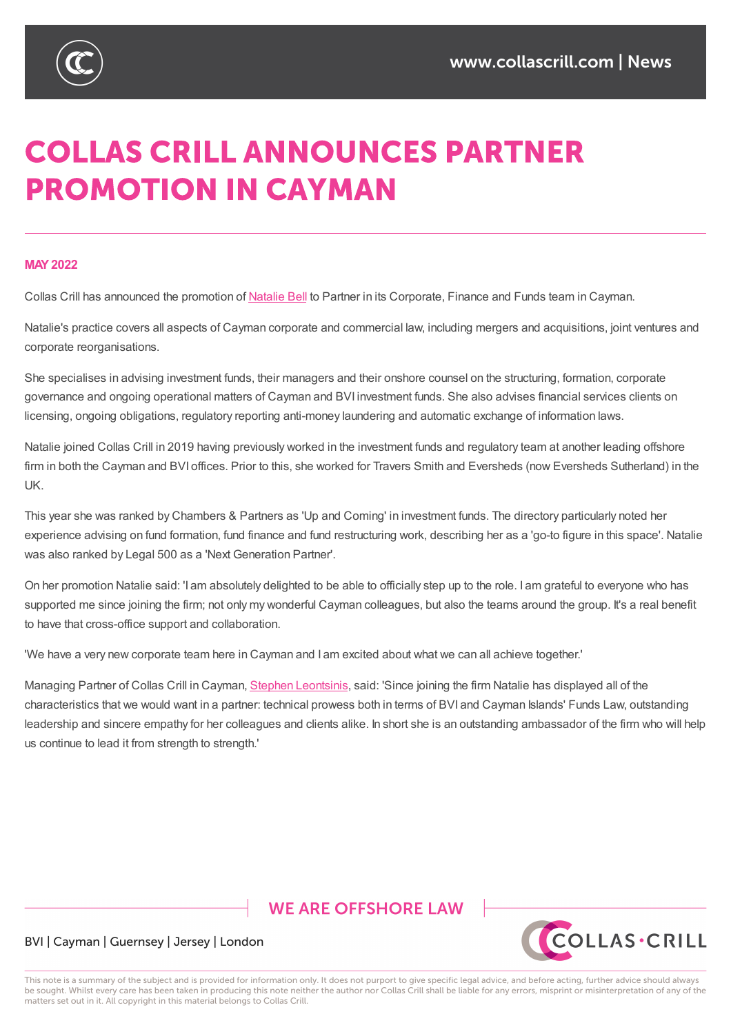# COLLAS CRILL ANNOUNCES PARTNER PROMOTION IN CAYMAN

**MAY 2022**

Collas Crill has announced the promotion of Natalie Bell to Partner in its Corporate, Finance and Funds team in Cayman.

Natalie's practice covers all aspects of Cayman corporate and commercial law, including mergers and acquisitions, joint ventures and corporate reorganisations.

She specialises in advising investment funds, their managers and their onshore counsel on the structuring, formation, corporate governance and ongoing operational matters of Cayman and BVI investment funds. She also advises financial services clients on licensing, ongoing obligations, regulatory reporting anti-money laundering and automatic exchange of information laws.

Natalie joined Collas Crill in 2019 having previously worked in the investment funds and regulatory team at another leading offshore firm in both the Cayman and BVI offices. Prior to this, she worked for Travers Smith and Eversheds (now Eversheds Sutherland) in the UK.

This year she was ranked by Chambers & Partners as 'Up and Coming' in investment funds. The directory particularly noted her experience advising on fund formation, fund finance and fund restructuring work, describing her as a 'go-to figure in this space'. Natalie was also ranked by Legal 500 as a 'Next Generation Partner'.

On her promotion Natalie said: 'I am absolutely delighted to be able to officially step up to the role. I am grateful to everyone who has supported me since joining the firm; not only my wonderful Cayman colleagues, but also the teams around the group. It's a real benefit to have that cross-office support and collaboration.

'We have a very new corporate team here in Cayman and I am excited about what we can all achieve together.'

Managing Partner of Collas Crill in Cayman, Stephen Leontsinis, said: 'Since joining the firm Natalie has displayed all of the characteristics that we would want in a partner: technical prowess both in terms of BVI and Cayman Islands' Funds Law, outstanding leadership and sincere empathy for her colleagues and clients alike. In short she is an outstanding ambassador of the firm who will help us continue to lead it from strength to strength.'

WE ARE OFFSHORE LAW

BVI | Cayman | Guernsey | Jersey | London

This note is a summary of the subject and is provided for information only. It does not purport to give specific legal advice, and before acting, further advice should always be sought. Whilst every care has been taken in producing this note neither the author nor Collas Crill shall be liable for any errors, misprint or misinterpretation of any of the matters set out in it. All copyright in this material belongs to Collas Crill.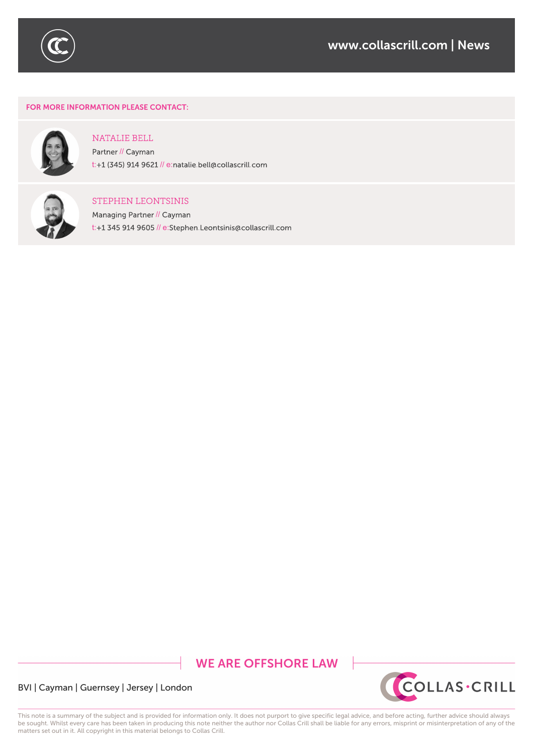FOR MORE INFORMATION PLEASE CONTACT:

NATALIE BELL
Partner // Cayman
t:+1 (345) 914 9621 // e:natalie.bell@collascrill.com

STEPHEN LEONTSINIS
Managing Partner // Cayman
t:+1 345 914 9605 // e:Stephen.Leontsinis@collascrill.com

WE ARE OFFSHORE LAW

BVI | Cayman | Guernsey | Jersey | London

This note is a summary of the subject and is provided for information only. It does not purport to give specific legal advice, and before acting, further advice should always be sought. Whilst every care has been taken in producing this note neither the author nor Collas Crill shall be liable for any errors, misprint or misinterpretation of any of the matters set out in it. All copyright in this material belongs to Collas Crill.